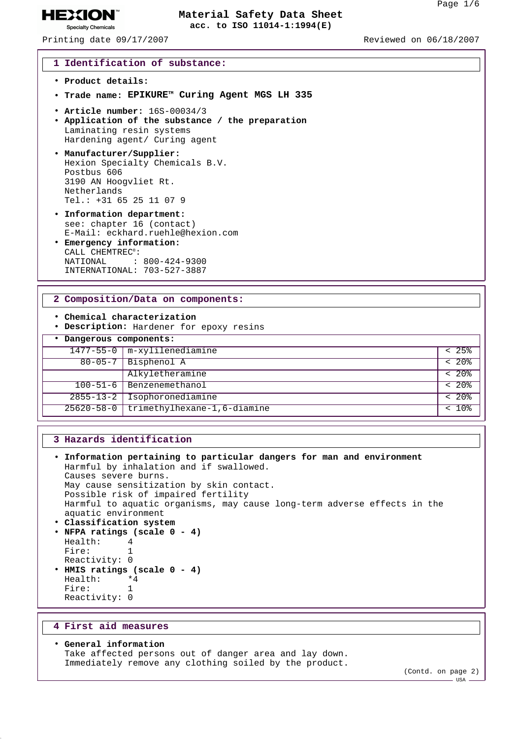# HEXION Specialty Chemicals

# Material Safety Data Sheet
**acc. to ISO 11014-1:1994(E)**

Printing date 09/17/2007 — Reviewed on 06/18/2007

## 1 Identification of substance:

- **Product details:**
- **Trade name:** **EPIKURE™ Curing Agent MGS LH 335**
- **Article number:** 16S-00034/3
- **Application of the substance / the preparation**
  Laminating resin systems
  Hardening agent/ Curing agent
- **Manufacturer/Supplier:**
  Hexion Specialty Chemicals B.V.
  Postbus 606
  3190 AN Hoogvliet Rt.
  Netherlands
  Tel.: +31 65 25 11 07 9
- **Information department:**
  see: chapter 16 (contact)
  E-Mail: eckhard.ruehle@hexion.com
- **Emergency information:**
  CALL CHEMTREC®:
  NATIONAL : 800-424-9300
  INTERNATIONAL: 703-527-3887

## 2 Composition/Data on components:

- **Chemical characterization**
- **Description:** Hardener for epoxy resins

| • Dangerous components: | | |
|---|---|---|
| 1477-55-0 | m-xylilenediamine | < 25% |
| 80-05-7 | Bisphenol A | < 20% |
| | Alkyletheramine | < 20% |
| 100-51-6 | Benzenemethanol | < 20% |
| 2855-13-2 | Isophoronediamine | < 20% |
| 25620-58-0 | trimethylhexane-1,6-diamine | < 10% |

## 3 Hazards identification

- **Information pertaining to particular dangers for man and environment**
  Harmful by inhalation and if swallowed.
  Causes severe burns.
  May cause sensitization by skin contact.
  Possible risk of impaired fertility
  Harmful to aquatic organisms, may cause long-term adverse effects in the aquatic environment
- **Classification system**
- **NFPA ratings (scale 0 - 4)**
  Health: 4
  Fire: 1
  Reactivity: 0
- **HMIS ratings (scale 0 - 4)**
  Health: *4
  Fire: 1
  Reactivity: 0

## 4 First aid measures

- **General information**
  Take affected persons out of danger area and lay down.
  Immediately remove any clothing soiled by the product.

(Contd. on page 2)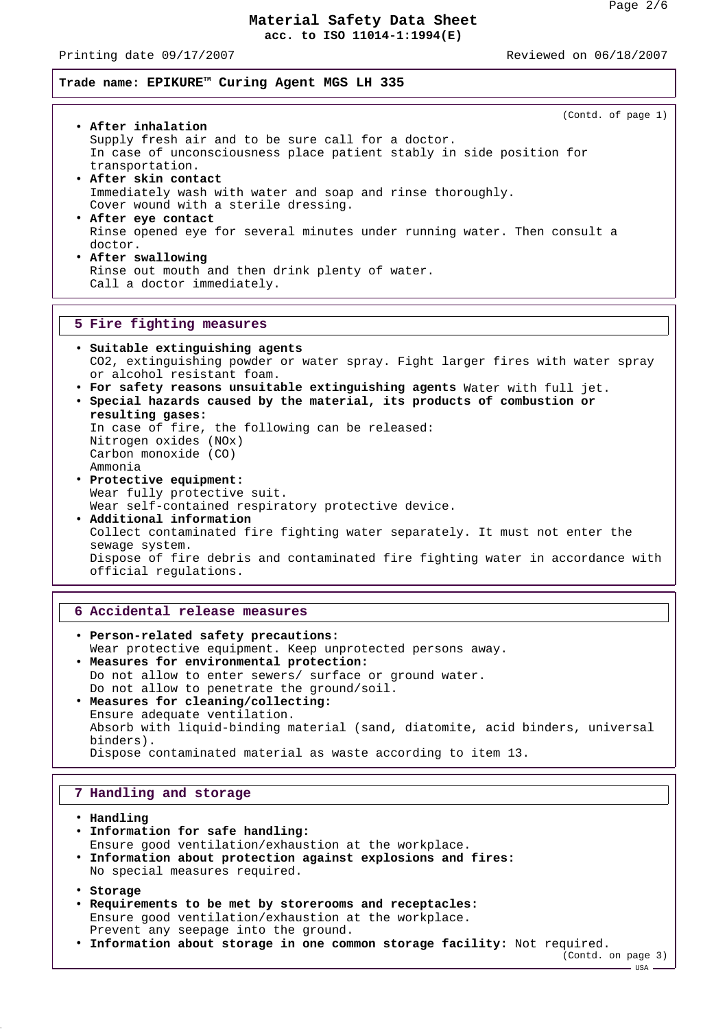Trade name: **EPIKURE™ Curing Agent MGS LH 335**

(Contd. of page 1)

- **After inhalation**
  Supply fresh air and to be sure call for a doctor.
  In case of unconsciousness place patient stably in side position for transportation.
- **After skin contact**
  Immediately wash with water and soap and rinse thoroughly.
  Cover wound with a sterile dressing.
- **After eye contact**
  Rinse opened eye for several minutes under running water. Then consult a doctor.
- **After swallowing**
  Rinse out mouth and then drink plenty of water.
  Call a doctor immediately.

## 5 Fire fighting measures

- **Suitable extinguishing agents**
  $CO_2$, extinguishing powder or water spray. Fight larger fires with water spray or alcohol resistant foam.
- **For safety reasons unsuitable extinguishing agents** Water with full jet.
- **Special hazards caused by the material, its products of combustion or resulting gases:**
  In case of fire, the following can be released:
  Nitrogen oxides (NOx)
  Carbon monoxide (CO)
  Ammonia
- **Protective equipment:**
  Wear fully protective suit.
  Wear self-contained respiratory protective device.
- **Additional information**
  Collect contaminated fire fighting water separately. It must not enter the sewage system.
  Dispose of fire debris and contaminated fire fighting water in accordance with official regulations.

## 6 Accidental release measures

- **Person-related safety precautions:**
  Wear protective equipment. Keep unprotected persons away.
- **Measures for environmental protection:**
  Do not allow to enter sewers/ surface or ground water.
  Do not allow to penetrate the ground/soil.
- **Measures for cleaning/collecting:**
  Ensure adequate ventilation.
  Absorb with liquid-binding material (sand, diatomite, acid binders, universal binders).
  Dispose contaminated material as waste according to item 13.

## 7 Handling and storage

- **Handling**
- **Information for safe handling:**
  Ensure good ventilation/exhaustion at the workplace.
- **Information about protection against explosions and fires:**
  No special measures required.

- **Storage**
- **Requirements to be met by storerooms and receptacles:**
  Ensure good ventilation/exhaustion at the workplace.
  Prevent any seepage into the ground.
- **Information about storage in one common storage facility:** Not required.

(Contd. on page 3)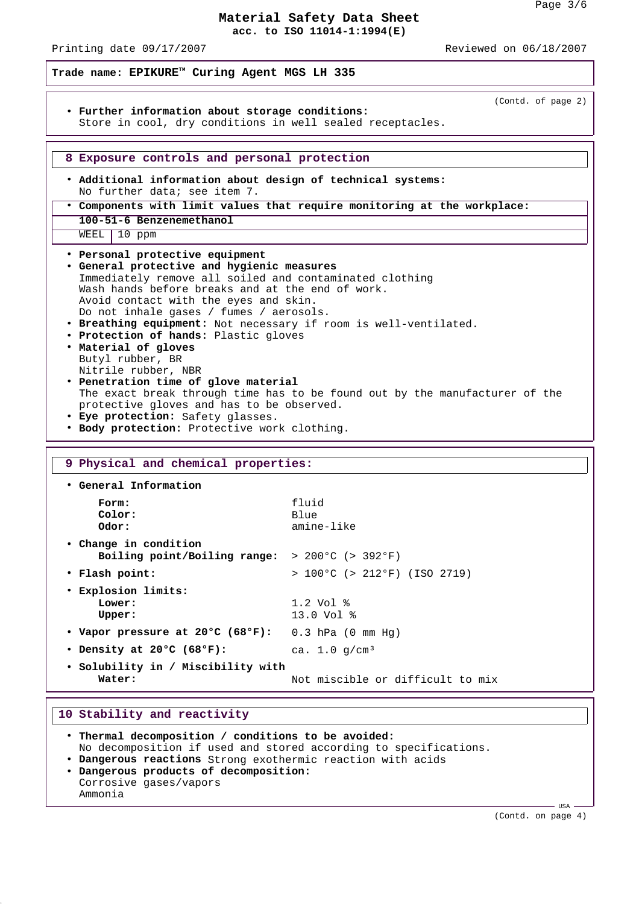**Trade name: EPIKURE™ Curing Agent MGS LH 335**

(Contd. of page 2)

- **Further information about storage conditions:**
  Store in cool, dry conditions in well sealed receptacles.

## 8 Exposure controls and personal protection

- **Additional information about design of technical systems:**
  No further data; see item 7.
- **Components with limit values that require monitoring at the workplace:**

| 100-51-6 Benzenemethanol | |
|---|---|
| WEEL | 10 ppm |

- **Personal protective equipment**
- **General protective and hygienic measures**
  Immediately remove all soiled and contaminated clothing
  Wash hands before breaks and at the end of work.
  Avoid contact with the eyes and skin.
  Do not inhale gases / fumes / aerosols.
- **Breathing equipment:** Not necessary if room is well-ventilated.
- **Protection of hands:** Plastic gloves
- **Material of gloves**
  Butyl rubber, BR
  Nitrile rubber, NBR
- **Penetration time of glove material**
  The exact break through time has to be found out by the manufacturer of the protective gloves and has to be observed.
- **Eye protection:** Safety glasses.
- **Body protection:** Protective work clothing.

## 9 Physical and chemical properties:

- **General Information**

| | |
|---|---|
| **Form:** | fluid |
| **Color:** | Blue |
| **Odor:** | amine-like |

- **Change in condition**

| | |
|---|---|
| **Boiling point/Boiling range:** | > 200°C (> 392°F) |
| **Flash point:** | > 100°C (> 212°F) (ISO 2719) |
| **Explosion limits:** | |
| **Lower:** | 1.2 Vol % |
| **Upper:** | 13.0 Vol % |
| **Vapor pressure at 20°C (68°F):** | 0.3 hPa (0 mm Hg) |
| **Density at 20°C (68°F):** | ca. 1.0 g/cm³ |
| **Solubility in / Miscibility with Water:** | Not miscible or difficult to mix |

## 10 Stability and reactivity

- **Thermal decomposition / conditions to be avoided:**
  No decomposition if used and stored according to specifications.
- **Dangerous reactions** Strong exothermic reaction with acids
- **Dangerous products of decomposition:**
  Corrosive gases/vapors
  Ammonia

(Contd. on page 4)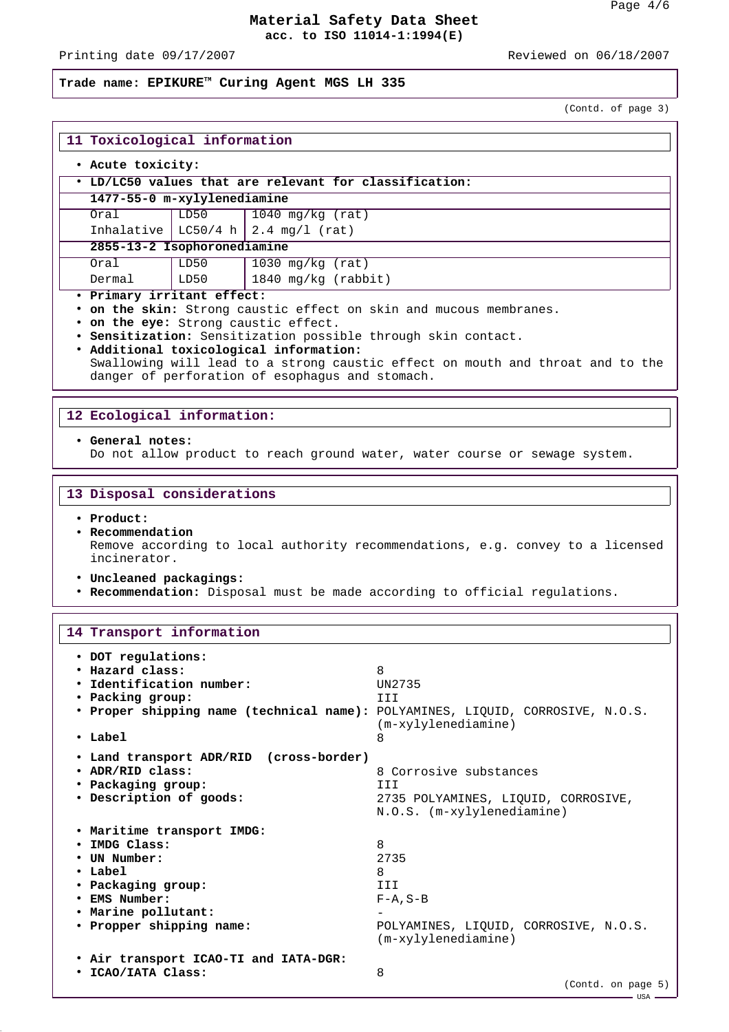# Material Safety Data Sheet
**acc. to ISO 11014-1:1994(E)**

Printing date 09/17/2007 Reviewed on 06/18/2007

**Trade name: EPIKURE™ Curing Agent MGS LH 335**

(Contd. of page 3)

## 11 Toxicological information

- **Acute toxicity:**
- **LD/LC50 values that are relevant for classification:**

| | | |
|---|---|---|
| **1477-55-0 m-xylylenediamine** | | |
| Oral | LD50 | 1040 mg/kg (rat) |
| Inhalative | LC50/4 h | 2.4 mg/l (rat) |
| **2855-13-2 Isophoronediamine** | | |
| Oral | LD50 | 1030 mg/kg (rat) |
| Dermal | LD50 | 1840 mg/kg (rabbit) |

- **Primary irritant effect:**
- **on the skin:** Strong caustic effect on skin and mucous membranes.
- **on the eye:** Strong caustic effect.
- **Sensitization:** Sensitization possible through skin contact.
- **Additional toxicological information:**
  Swallowing will lead to a strong caustic effect on mouth and throat and to the danger of perforation of esophagus and stomach.

## 12 Ecological information:

- **General notes:**
  Do not allow product to reach ground water, water course or sewage system.

## 13 Disposal considerations

- **Product:**
- **Recommendation**
  Remove according to local authority recommendations, e.g. convey to a licensed incinerator.
- **Uncleaned packagings:**
- **Recommendation:** Disposal must be made according to official regulations.

## 14 Transport information

- **DOT regulations:**
- **Hazard class:** 8
- **Identification number:** UN2735
- **Packing group:** III
- **Proper shipping name (technical name):** POLYAMINES, LIQUID, CORROSIVE, N.O.S. (m-xylylenediamine)
- **Label** 8

- **Land transport ADR/RID (cross-border)**
- **ADR/RID class:** 8 Corrosive substances
- **Packaging group:** III
- **Description of goods:** 2735 POLYAMINES, LIQUID, CORROSIVE, N.O.S. (m-xylylenediamine)

- **Maritime transport IMDG:**
- **IMDG Class:** 8
- **UN Number:** 2735
- **Label** 8
- **Packaging group:** III
- **EMS Number:** F-A,S-B
- **Marine pollutant:** -
- **Propper shipping name:** POLYAMINES, LIQUID, CORROSIVE, N.O.S. (m-xylylenediamine)

- **Air transport ICAO-TI and IATA-DGR:**
- **ICAO/IATA Class:** 8

(Contd. on page 5)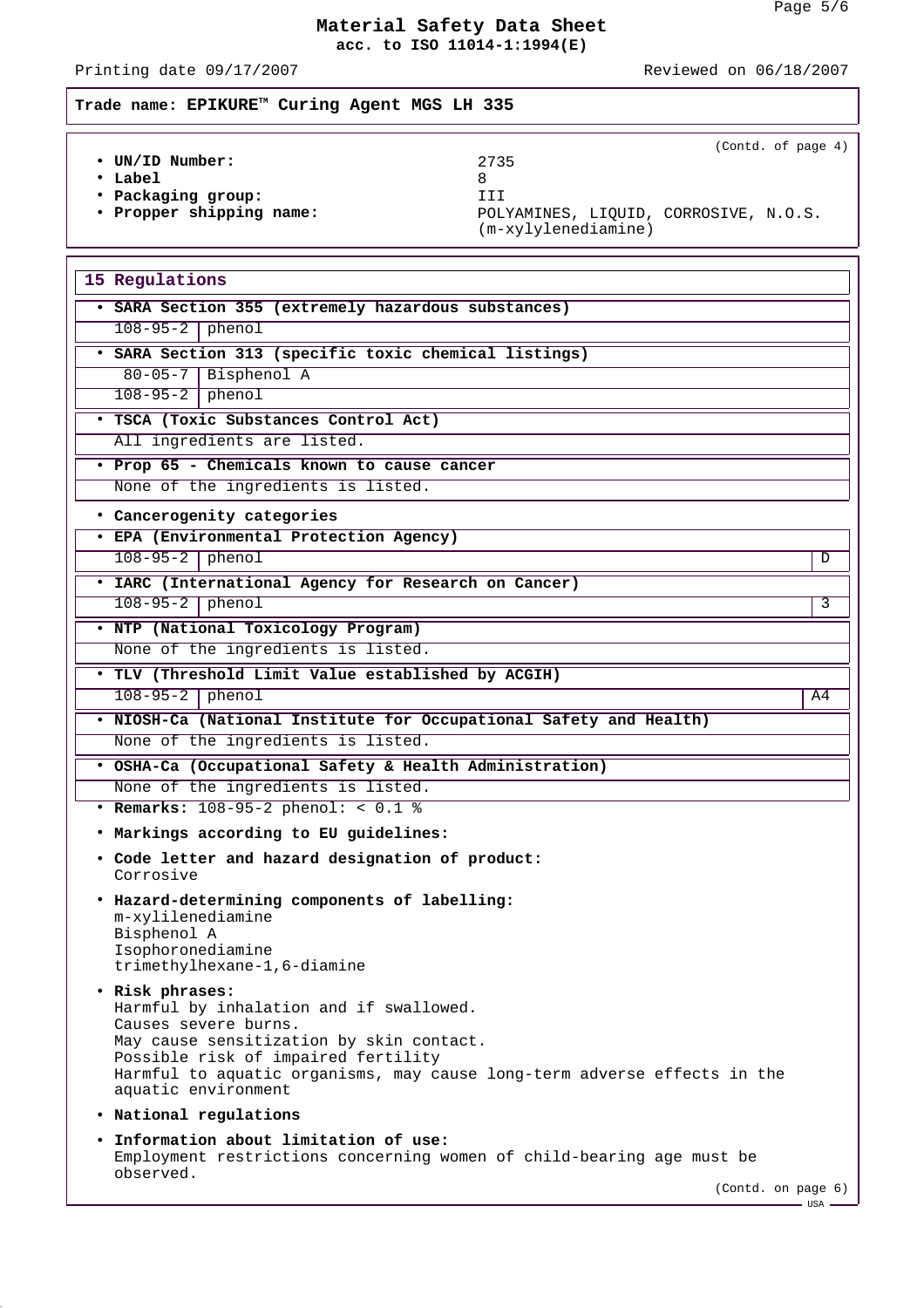**Trade name: EPIKURE™ Curing Agent MGS LH 335**

(Contd. of page 4)

- **UN/ID Number:** 2735
- **Label** 8
- **Packaging group:** III
- **Propper shipping name:** POLYAMINES, LIQUID, CORROSIVE, N.O.S. (m-xylylenediamine)

## 15 Regulations

- **SARA Section 355 (extremely hazardous substances)**

| 108-95-2 | phenol |
|---|---|

- **SARA Section 313 (specific toxic chemical listings)**

| 80-05-7 | Bisphenol A |
|---|---|
| 108-95-2 | phenol |

- **TSCA (Toxic Substances Control Act)**

All ingredients are listed.

- **Prop 65 - Chemicals known to cause cancer**

None of the ingredients is listed.

- **Cancerogenity categories**
- **EPA (Environmental Protection Agency)**

| 108-95-2 | phenol | D |
|---|---|---|

- **IARC (International Agency for Research on Cancer)**

| 108-95-2 | phenol | 3 |
|---|---|---|

- **NTP (National Toxicology Program)**

None of the ingredients is listed.

- **TLV (Threshold Limit Value established by ACGIH)**

| 108-95-2 | phenol | A4 |
|---|---|---|

- **NIOSH-Ca (National Institute for Occupational Safety and Health)**

None of the ingredients is listed.

- **OSHA-Ca (Occupational Safety & Health Administration)**

None of the ingredients is listed.

- **Remarks:** 108-95-2 phenol: < 0.1 %
- **Markings according to EU guidelines:**
- **Code letter and hazard designation of product:**
  Corrosive
- **Hazard-determining components of labelling:**
  m-xylilenediamine
  Bisphenol A
  Isophoronediamine
  trimethylhexane-1,6-diamine
- **Risk phrases:**
  Harmful by inhalation and if swallowed.
  Causes severe burns.
  May cause sensitization by skin contact.
  Possible risk of impaired fertility
  Harmful to aquatic organisms, may cause long-term adverse effects in the aquatic environment
- **National regulations**
- **Information about limitation of use:**
  Employment restrictions concerning women of child-bearing age must be observed.

(Contd. on page 6)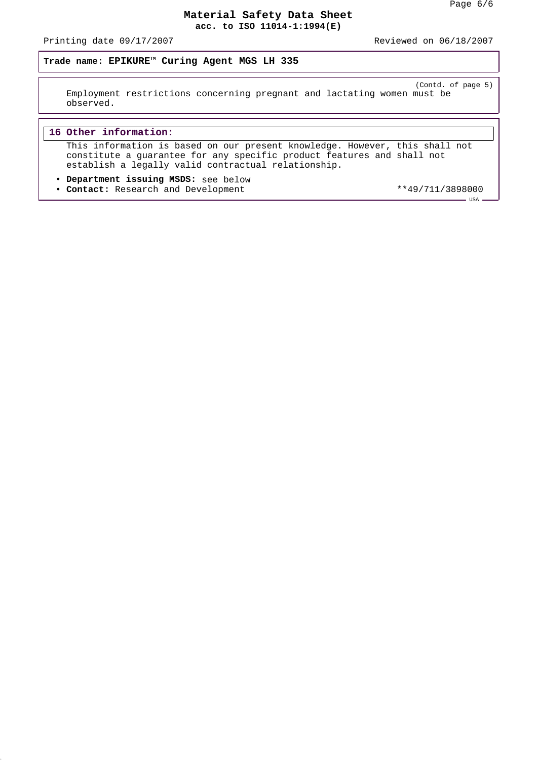(Contd. of page 5)

Employment restrictions concerning pregnant and lactating women must be observed.

## 16 Other information:

This information is based on our present knowledge. However, this shall not constitute a guarantee for any specific product features and shall not establish a legally valid contractual relationship.

- **Department issuing MSDS:** see below
- **Contact:** Research and Development **49/711/3898000

USA